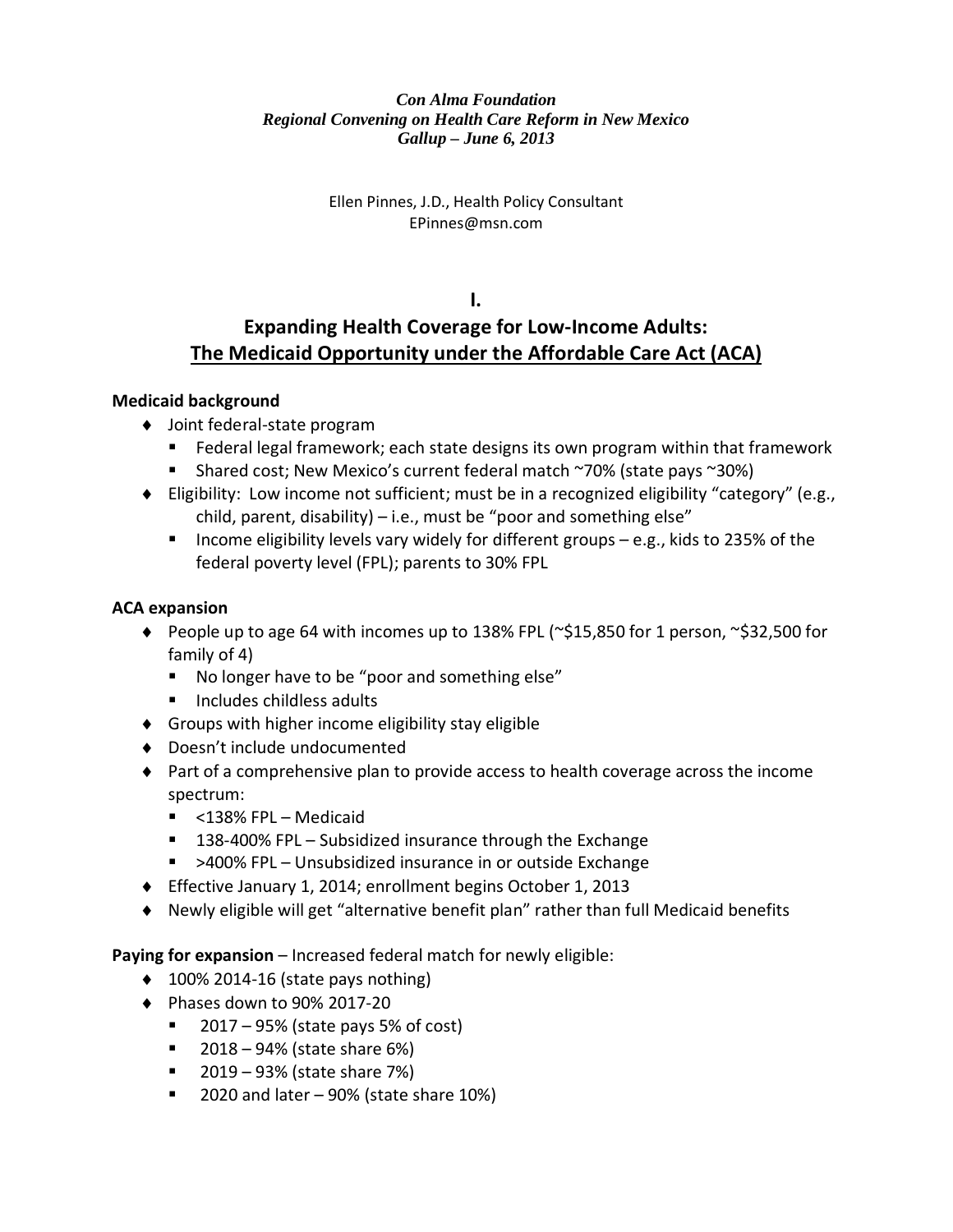*Con Alma Foundation*
*Regional Convening on Health Care Reform in New Mexico*
*Gallup – June 6, 2013*

Ellen Pinnes, J.D., Health Policy Consultant
EPinnes@msn.com

# I.

# Expanding Health Coverage for Low-Income Adults: The Medicaid Opportunity under the Affordable Care Act (ACA)

**Medicaid background**

- Joint federal-state program
  - Federal legal framework; each state designs its own program within that framework
  - Shared cost; New Mexico's current federal match ~70% (state pays ~30%)
- Eligibility: Low income not sufficient; must be in a recognized eligibility "category" (e.g., child, parent, disability) – i.e., must be "poor and something else"
  - Income eligibility levels vary widely for different groups – e.g., kids to 235% of the federal poverty level (FPL); parents to 30% FPL

**ACA expansion**

- People up to age 64 with incomes up to 138% FPL (~$15,850 for 1 person, ~$32,500 for family of 4)
  - No longer have to be "poor and something else"
  - Includes childless adults
- Groups with higher income eligibility stay eligible
- Doesn't include undocumented
- Part of a comprehensive plan to provide access to health coverage across the income spectrum:
  - <138% FPL – Medicaid
  - 138-400% FPL – Subsidized insurance through the Exchange
  - >400% FPL – Unsubsidized insurance in or outside Exchange
- Effective January 1, 2014; enrollment begins October 1, 2013
- Newly eligible will get "alternative benefit plan" rather than full Medicaid benefits

**Paying for expansion** – Increased federal match for newly eligible:

- 100% 2014-16 (state pays nothing)
- Phases down to 90% 2017-20
  - 2017 – 95% (state pays 5% of cost)
  - 2018 – 94% (state share 6%)
  - 2019 – 93% (state share 7%)
  - 2020 and later – 90% (state share 10%)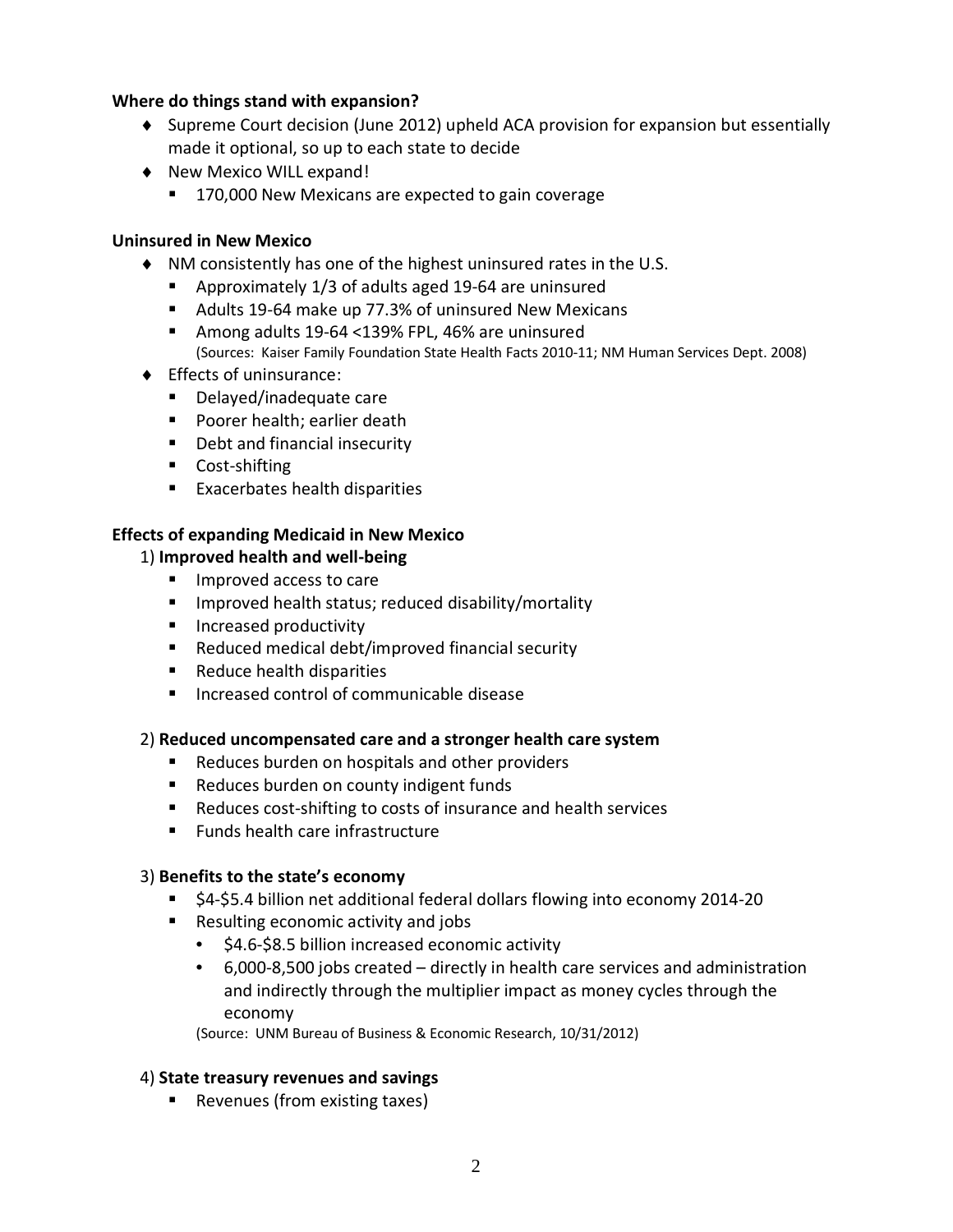**Where do things stand with expansion?**

- Supreme Court decision (June 2012) upheld ACA provision for expansion but essentially made it optional, so up to each state to decide
- New Mexico WILL expand!
  - 170,000 New Mexicans are expected to gain coverage

**Uninsured in New Mexico**

- NM consistently has one of the highest uninsured rates in the U.S.
  - Approximately 1/3 of adults aged 19-64 are uninsured
  - Adults 19-64 make up 77.3% of uninsured New Mexicans
  - Among adults 19-64 <139% FPL, 46% are uninsured
    (Sources: Kaiser Family Foundation State Health Facts 2010-11; NM Human Services Dept. 2008)
- Effects of uninsurance:
  - Delayed/inadequate care
  - Poorer health; earlier death
  - Debt and financial insecurity
  - Cost-shifting
  - Exacerbates health disparities

**Effects of expanding Medicaid in New Mexico**

1) **Improved health and well-being**
   - Improved access to care
   - Improved health status; reduced disability/mortality
   - Increased productivity
   - Reduced medical debt/improved financial security
   - Reduce health disparities
   - Increased control of communicable disease

2) **Reduced uncompensated care and a stronger health care system**
   - Reduces burden on hospitals and other providers
   - Reduces burden on county indigent funds
   - Reduces cost-shifting to costs of insurance and health services
   - Funds health care infrastructure

3) **Benefits to the state's economy**
   - $4-$5.4 billion net additional federal dollars flowing into economy 2014-20
   - Resulting economic activity and jobs
     - $4.6-$8.5 billion increased economic activity
     - 6,000-8,500 jobs created – directly in health care services and administration and indirectly through the multiplier impact as money cycles through the economy

   (Source: UNM Bureau of Business & Economic Research, 10/31/2012)

4) **State treasury revenues and savings**
   - Revenues (from existing taxes)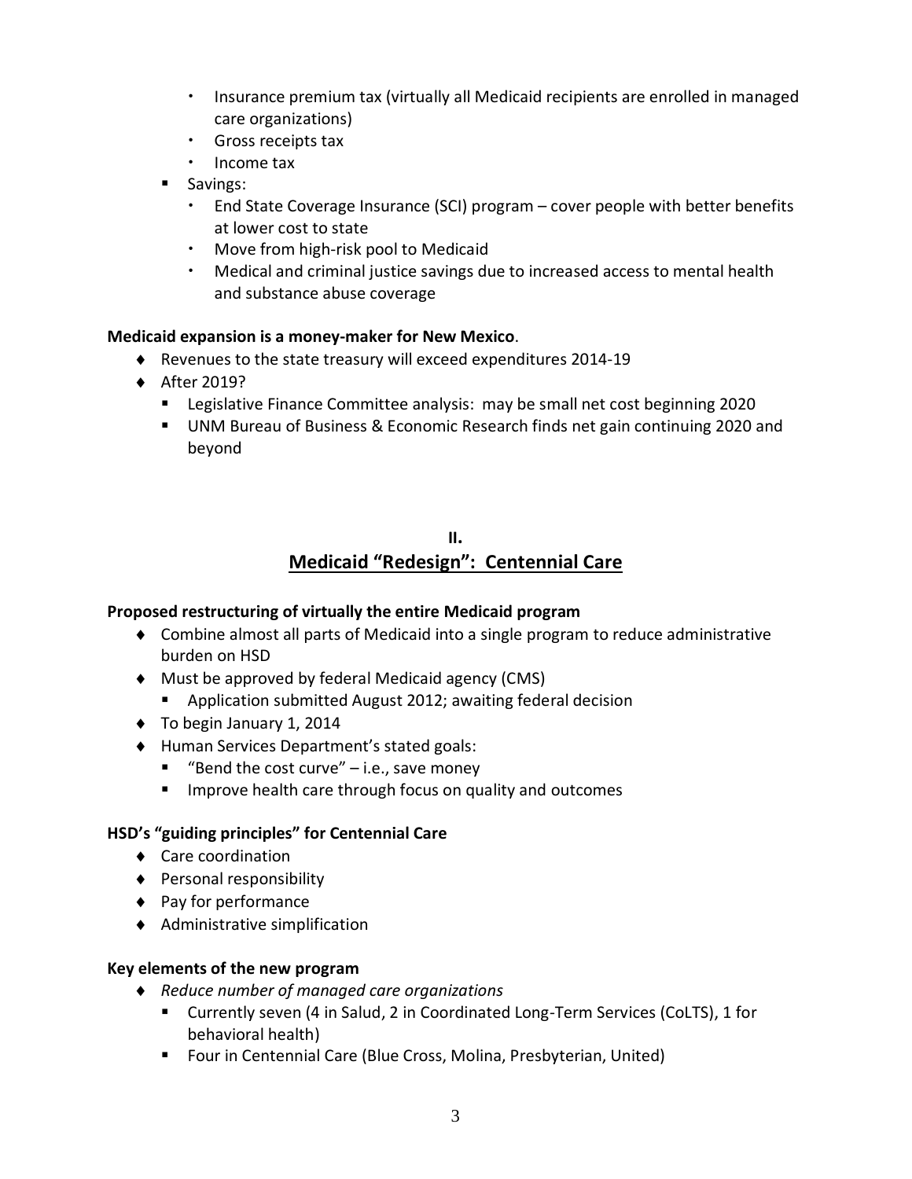- Insurance premium tax (virtually all Medicaid recipients are enrolled in managed care organizations)
        - Gross receipts tax
        - Income tax
    - Savings:
        - End State Coverage Insurance (SCI) program – cover people with better benefits at lower cost to state
        - Move from high-risk pool to Medicaid
        - Medical and criminal justice savings due to increased access to mental health and substance abuse coverage

**Medicaid expansion is a money-maker for New Mexico**.

- Revenues to the state treasury will exceed expenditures 2014-19
- After 2019?
    - Legislative Finance Committee analysis: may be small net cost beginning 2020
    - UNM Bureau of Business & Economic Research finds net gain continuing 2020 and beyond

## II.
## Medicaid "Redesign": Centennial Care

**Proposed restructuring of virtually the entire Medicaid program**

- Combine almost all parts of Medicaid into a single program to reduce administrative burden on HSD
- Must be approved by federal Medicaid agency (CMS)
    - Application submitted August 2012; awaiting federal decision
- To begin January 1, 2014
- Human Services Department's stated goals:
    - "Bend the cost curve" – i.e., save money
    - Improve health care through focus on quality and outcomes

**HSD's "guiding principles" for Centennial Care**

- Care coordination
- Personal responsibility
- Pay for performance
- Administrative simplification

**Key elements of the new program**

- *Reduce number of managed care organizations*
    - Currently seven (4 in Salud, 2 in Coordinated Long-Term Services (CoLTS), 1 for behavioral health)
    - Four in Centennial Care (Blue Cross, Molina, Presbyterian, United)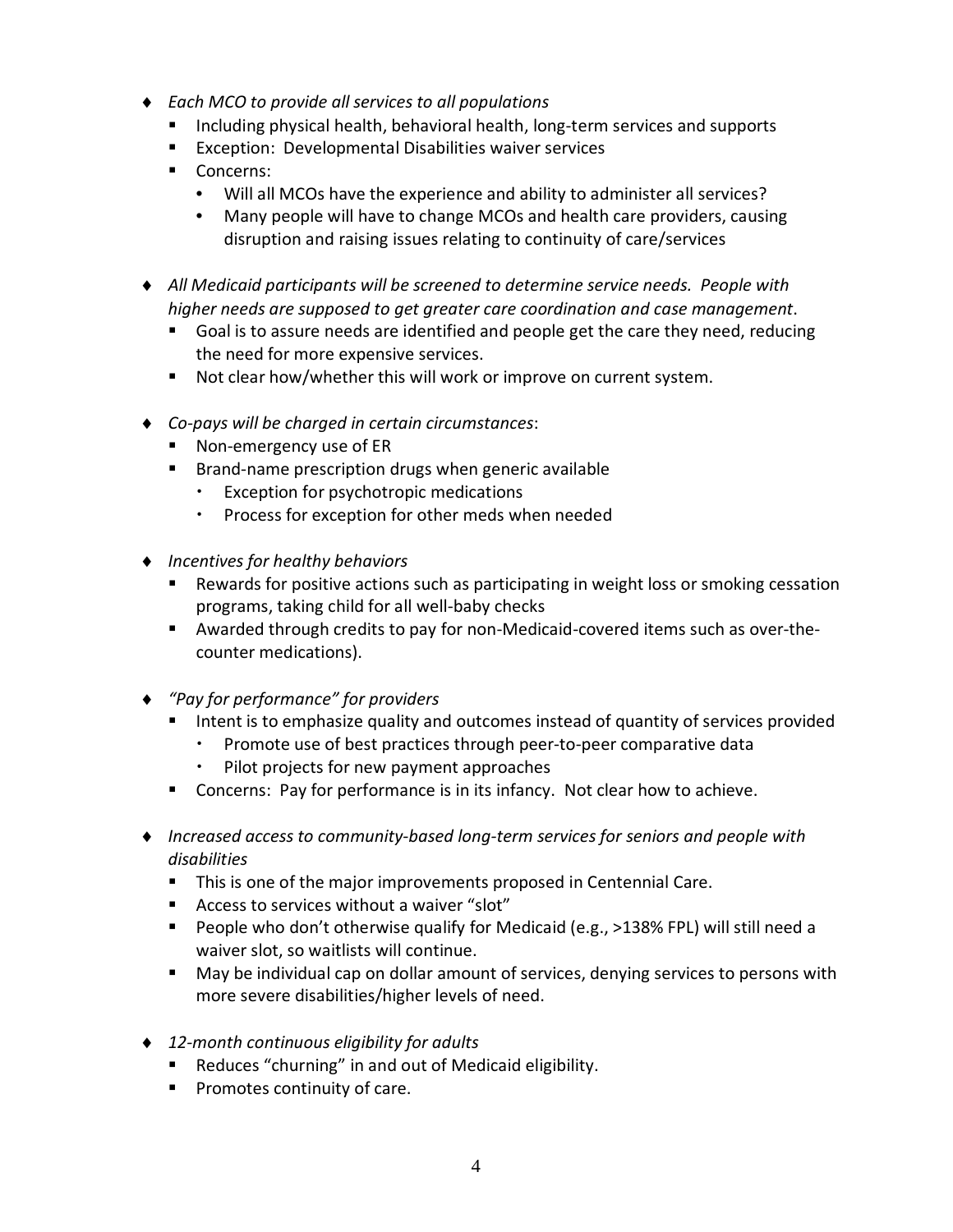- *Each MCO to provide all services to all populations*
  - Including physical health, behavioral health, long-term services and supports
  - Exception: Developmental Disabilities waiver services
  - Concerns:
    - Will all MCOs have the experience and ability to administer all services?
    - Many people will have to change MCOs and health care providers, causing disruption and raising issues relating to continuity of care/services

- *All Medicaid participants will be screened to determine service needs. People with higher needs are supposed to get greater care coordination and case management*.
  - Goal is to assure needs are identified and people get the care they need, reducing the need for more expensive services.
  - Not clear how/whether this will work or improve on current system.

- *Co-pays will be charged in certain circumstances*:
  - Non-emergency use of ER
  - Brand-name prescription drugs when generic available
    - Exception for psychotropic medications
    - Process for exception for other meds when needed

- *Incentives for healthy behaviors*
  - Rewards for positive actions such as participating in weight loss or smoking cessation programs, taking child for all well-baby checks
  - Awarded through credits to pay for non-Medicaid-covered items such as over-the-counter medications).

- *"Pay for performance" for providers*
  - Intent is to emphasize quality and outcomes instead of quantity of services provided
    - Promote use of best practices through peer-to-peer comparative data
    - Pilot projects for new payment approaches
  - Concerns: Pay for performance is in its infancy. Not clear how to achieve.

- *Increased access to community-based long-term services for seniors and people with disabilities*
  - This is one of the major improvements proposed in Centennial Care.
  - Access to services without a waiver "slot"
  - People who don't otherwise qualify for Medicaid (e.g., >138% FPL) will still need a waiver slot, so waitlists will continue.
  - May be individual cap on dollar amount of services, denying services to persons with more severe disabilities/higher levels of need.

- *12-month continuous eligibility for adults*
  - Reduces "churning" in and out of Medicaid eligibility.
  - Promotes continuity of care.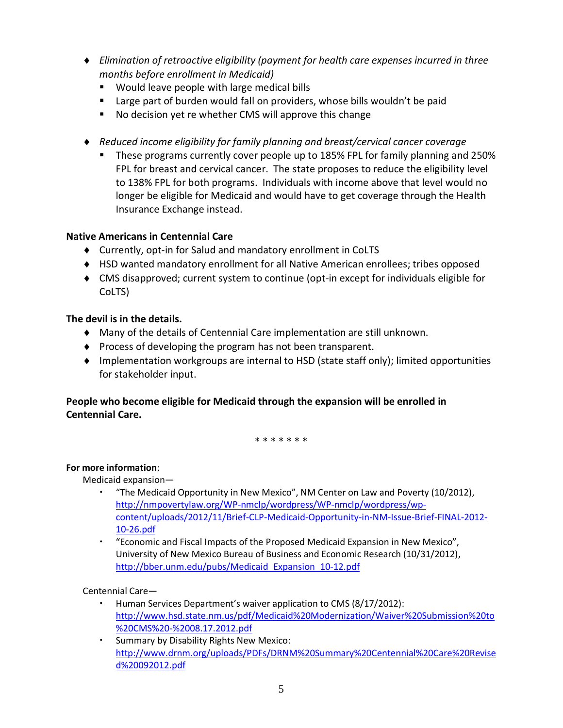- *Elimination of retroactive eligibility (payment for health care expenses incurred in three months before enrollment in Medicaid)*
  - Would leave people with large medical bills
  - Large part of burden would fall on providers, whose bills wouldn't be paid
  - No decision yet re whether CMS will approve this change

- *Reduced income eligibility for family planning and breast/cervical cancer coverage*
  - These programs currently cover people up to 185% FPL for family planning and 250% FPL for breast and cervical cancer. The state proposes to reduce the eligibility level to 138% FPL for both programs. Individuals with income above that level would no longer be eligible for Medicaid and would have to get coverage through the Health Insurance Exchange instead.

**Native Americans in Centennial Care**

- Currently, opt-in for Salud and mandatory enrollment in CoLTS
- HSD wanted mandatory enrollment for all Native American enrollees; tribes opposed
- CMS disapproved; current system to continue (opt-in except for individuals eligible for CoLTS)

**The devil is in the details.**

- Many of the details of Centennial Care implementation are still unknown.
- Process of developing the program has not been transparent.
- Implementation workgroups are internal to HSD (state staff only); limited opportunities for stakeholder input.

**People who become eligible for Medicaid through the expansion will be enrolled in Centennial Care.**

\* \* \* \* \* \* \*

**For more information**:

Medicaid expansion—

- "The Medicaid Opportunity in New Mexico", NM Center on Law and Poverty (10/2012), http://nmpovertylaw.org/WP-nmclp/wordpress/WP-nmclp/wordpress/wp-content/uploads/2012/11/Brief-CLP-Medicaid-Opportunity-in-NM-Issue-Brief-FINAL-2012-10-26.pdf
- "Economic and Fiscal Impacts of the Proposed Medicaid Expansion in New Mexico", University of New Mexico Bureau of Business and Economic Research (10/31/2012), http://bber.unm.edu/pubs/Medicaid_Expansion_10-12.pdf

Centennial Care—

- Human Services Department's waiver application to CMS (8/17/2012): http://www.hsd.state.nm.us/pdf/Medicaid%20Modernization/Waiver%20Submission%20to%20CMS%20-%2008.17.2012.pdf
- Summary by Disability Rights New Mexico: http://www.drnm.org/uploads/PDFs/DRNM%20Summary%20Centennial%20Care%20Revised%20092012.pdf